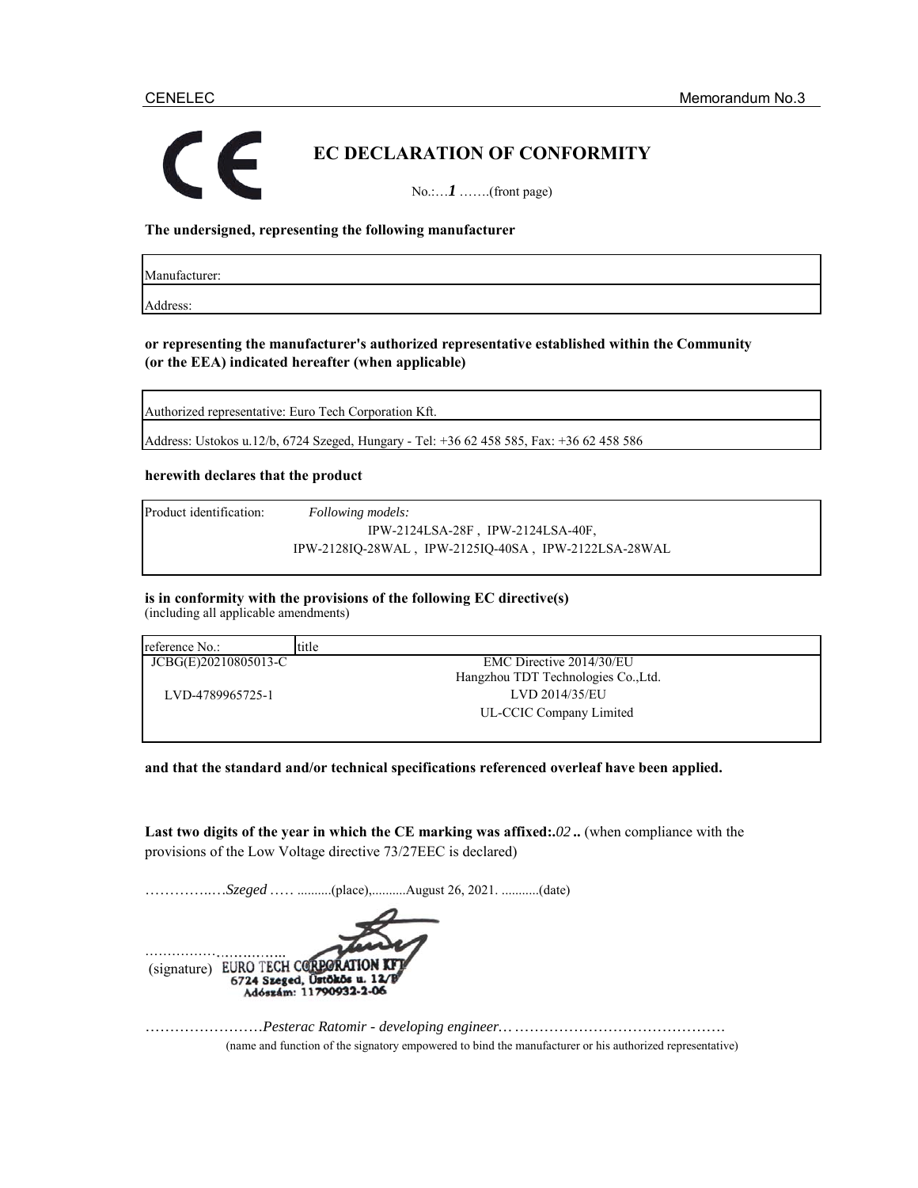# EC DECLARATION OF CONFORMITY

No.:…*1* …….(front page)

**The undersigned, representing the following manufacturer**

| Manufacturer: |
|---|
| Address: |

**or representing the manufacturer's authorized representative established within the Community (or the EEA) indicated hereafter (when applicable)**

| Authorized representative: Euro Tech Corporation Kft. |
|---|
| Address: Ustokos u.12/b, 6724 Szeged, Hungary - Tel: +36 62 458 585, Fax: +36 62 458 586 |

**herewith declares that the product**

| Product identification: | *Following models:* IPW-2124LSA-28F , IPW-2124LSA-40F, IPW-2128IQ-28WAL , IPW-2125IQ-40SA , IPW-2122LSA-28WAL |
|---|---|

**is in conformity with the provisions of the following EC directive(s)**
(including all applicable amendments)

| reference No.: | title |
|---|---|
| JCBG(E)20210805013-C | EMC Directive 2014/30/EU<br>Hangzhou TDT Technologies Co.,Ltd. |
| LVD-4789965725-1 | LVD 2014/35/EU<br>UL-CCIC Company Limited |

**and that the standard and/or technical specifications referenced overleaf have been applied.**

**Last two digits of the year in which the CE marking was affixed:.***02* **..** (when compliance with the provisions of the Low Voltage directive 73/27EEC is declared)

……………*Szeged* ….. ..........(place),..........August 26, 2021. ...........(date)

……………………..
(signature) EURO TECH CORPORATION KFT 6724 Szeged, Üstökös u. 12/B Adószám: 11790932-2-06

……………………*Pesterac Ratomir - developing engineer…* ……………………………………
(name and function of the signatory empowered to bind the manufacturer or his authorized representative)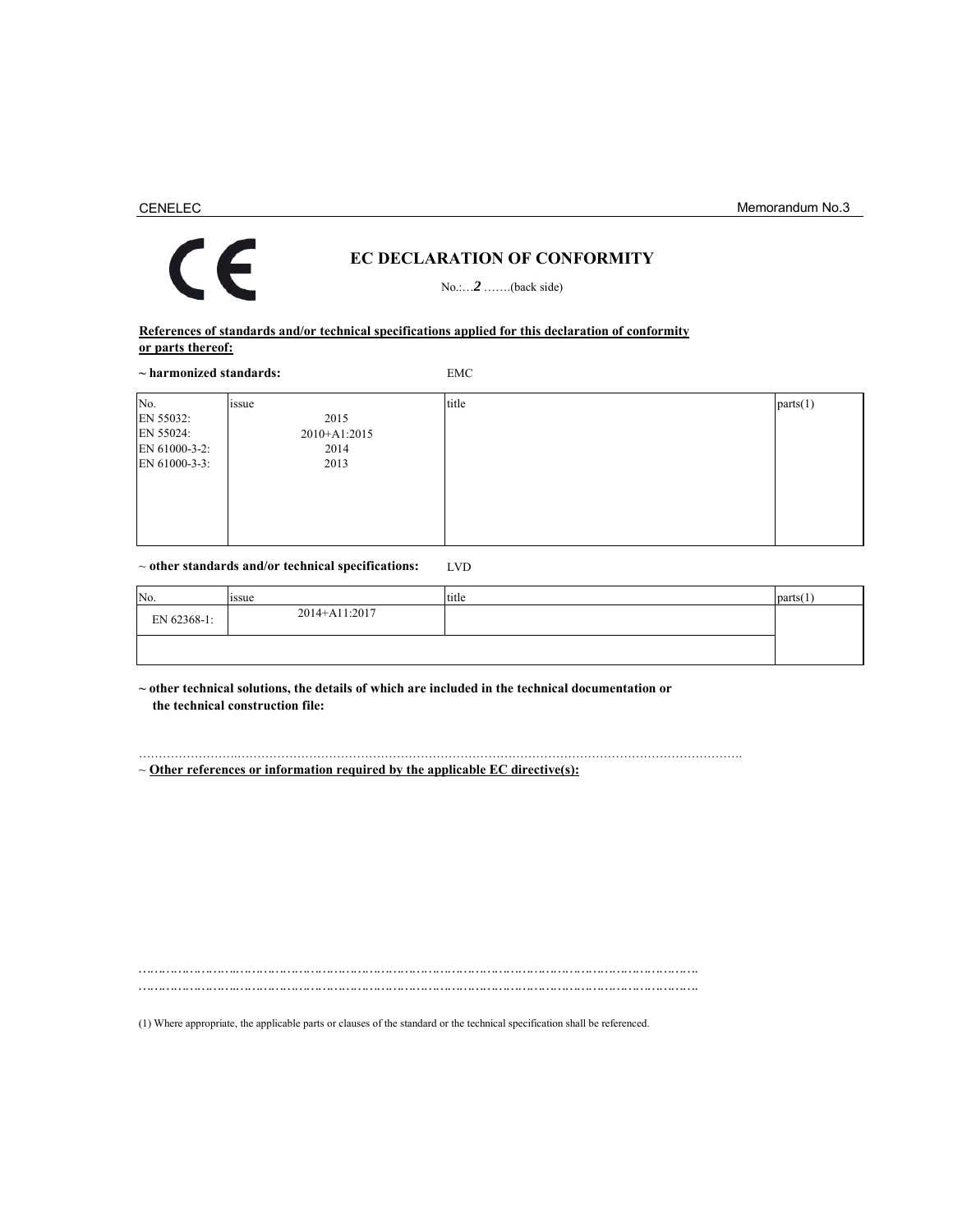CENELEC Memorandum No.3

CE

# EC DECLARATION OF CONFORMITY

No.:…*2* …….(back side)

**References of standards and/or technical specifications applied for this declaration of conformity or parts thereof:**

**~ harmonized standards:** EMC

| No. | issue | title | parts(1) |
|---|---|---|---|
| EN 55032: | 2015 | | |
| EN 55024: | 2010+A1:2015 | | |
| EN 61000-3-2: | 2014 | | |
| EN 61000-3-3: | 2013 | | |

~ **other standards and/or technical specifications:** LVD

| No. | issue | title | parts(1) |
|---|---|---|---|
| EN 62368-1: | 2014+A11:2017 | | |
| | | | |

**~ other technical solutions, the details of which are included in the technical documentation or the technical construction file:**

…………………………………………………………………………………………………………………………………

~ **Other references or information required by the applicable EC directive(s):**

…………………………………………………………………………………………………………………………

…………………………………………………………………………………………………………………………

(1) Where appropriate, the applicable parts or clauses of the standard or the technical specification shall be referenced.